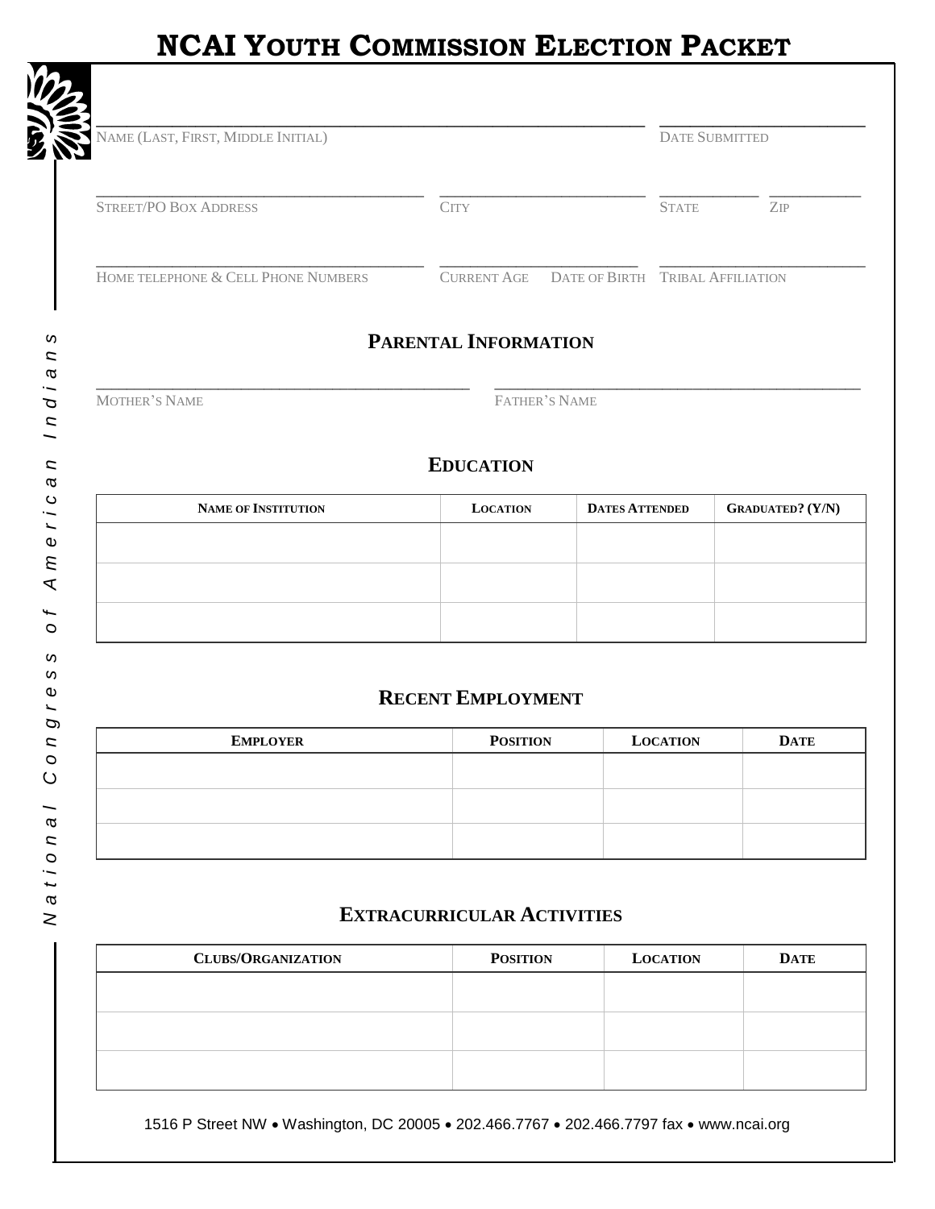# NCAI Youth Commission Election Packet

_______________________________________________ ____________________
Name (Last, First, Middle Initial) Date Submitted

_______________________________ ____________________ __________ __________
Street/PO Box Address City State Zip

_______________________________ ____________________ ____________________
Home Telephone & Cell Phone Numbers Current Age Date of Birth Tribal Affiliation

## Parental Information

___________________________________ ___________________________________
Mother's Name Father's Name

## Education

| Name of Institution | Location | Dates Attended | Graduated? (Y/N) |
|---|---|---|---|
| | | | |
| | | | |
| | | | |

## Recent Employment

| Employer | Position | Location | Date |
|---|---|---|---|
| | | | |
| | | | |
| | | | |

## Extracurricular Activities

| Clubs/Organization | Position | Location | Date |
|---|---|---|---|
| | | | |
| | | | |
| | | | |

1516 P Street NW • Washington, DC 20005 • 202.466.7767 • 202.466.7797 fax • www.ncai.org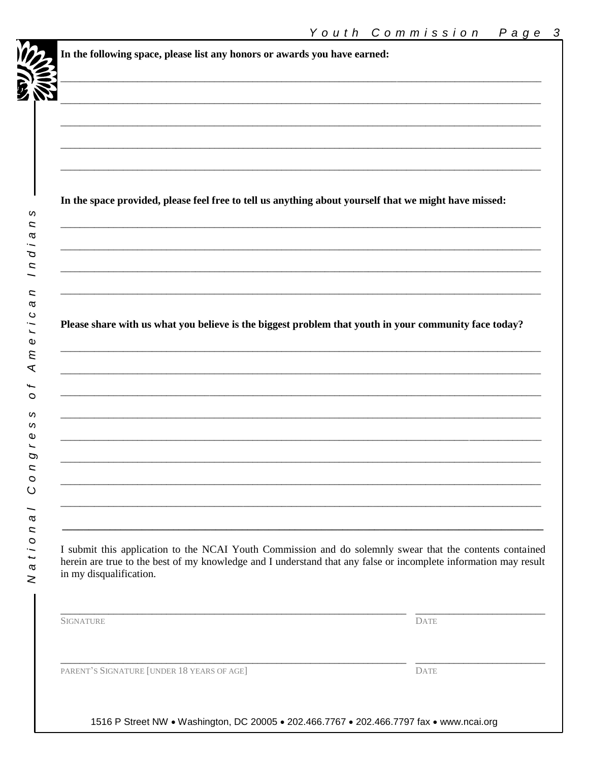**In the following space, please list any honors or awards you have earned:**

______________________________________________________________________________

______________________________________________________________________________

______________________________________________________________________________

______________________________________________________________________________

______________________________________________________________________________

**In the space provided, please feel free to tell us anything about yourself that we might have missed:**

______________________________________________________________________________

______________________________________________________________________________

______________________________________________________________________________

______________________________________________________________________________

**Please share with us what you believe is the biggest problem that youth in your community face today?**

______________________________________________________________________________

______________________________________________________________________________

______________________________________________________________________________

______________________________________________________________________________

______________________________________________________________________________

______________________________________________________________________________

______________________________________________________________________________

______________________________________________________________________________

---

I submit this application to the NCAI Youth Commission and do solemnly swear that the contents contained herein are true to the best of my knowledge and I understand that any false or incomplete information may result in my disqualification.

______________________________________________________ ____________________

SIGNATURE DATE

______________________________________________________ ____________________

PARENT'S SIGNATURE [UNDER 18 YEARS OF AGE] DATE

1516 P Street NW • Washington, DC 20005 • 202.466.7767 • 202.466.7797 fax • www.ncai.org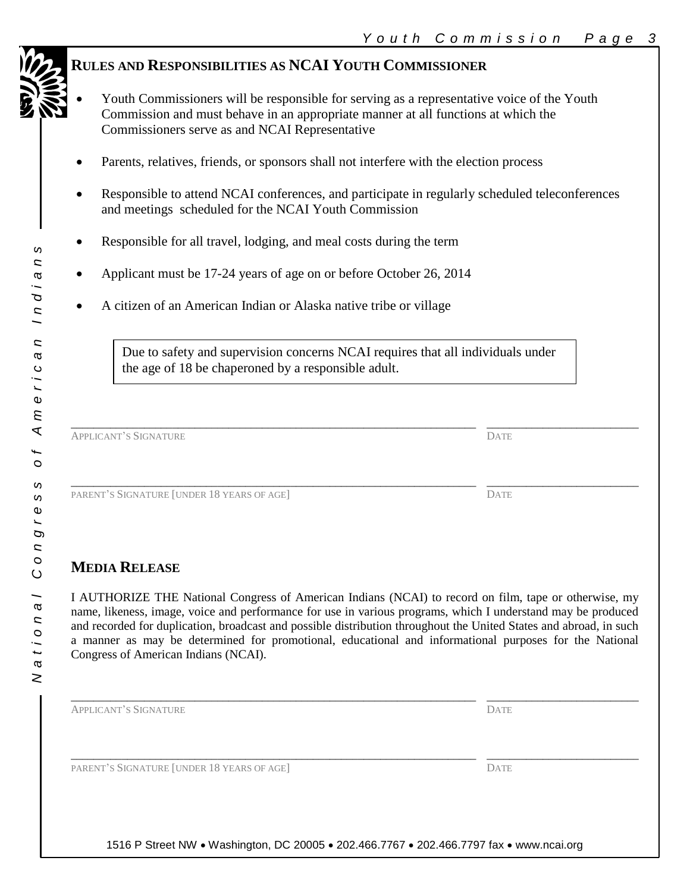## Rules and Responsibilities as NCAI Youth Commissioner

- Youth Commissioners will be responsible for serving as a representative voice of the Youth Commission and must behave in an appropriate manner at all functions at which the Commissioners serve as and NCAI Representative
- Parents, relatives, friends, or sponsors shall not interfere with the election process
- Responsible to attend NCAI conferences, and participate in regularly scheduled teleconferences and meetings scheduled for the NCAI Youth Commission
- Responsible for all travel, lodging, and meal costs during the term
- Applicant must be 17-24 years of age on or before October 26, 2014
- A citizen of an American Indian or Alaska native tribe or village

> Due to safety and supervision concerns NCAI requires that all individuals under the age of 18 be chaperoned by a responsible adult.

_______________________________________________ _______________________

APPLICANT'S SIGNATURE DATE

_______________________________________________ _______________________

PARENT'S SIGNATURE [UNDER 18 YEARS OF AGE] DATE

## Media Release

I AUTHORIZE THE National Congress of American Indians (NCAI) to record on film, tape or otherwise, my name, likeness, image, voice and performance for use in various programs, which I understand may be produced and recorded for duplication, broadcast and possible distribution throughout the United States and abroad, in such a manner as may be determined for promotional, educational and informational purposes for the National Congress of American Indians (NCAI).

_______________________________________________ _______________________

APPLICANT'S SIGNATURE DATE

_______________________________________________ _______________________

PARENT'S SIGNATURE [UNDER 18 YEARS OF AGE] DATE

1516 P Street NW • Washington, DC 20005 • 202.466.7767 • 202.466.7797 fax • www.ncai.org